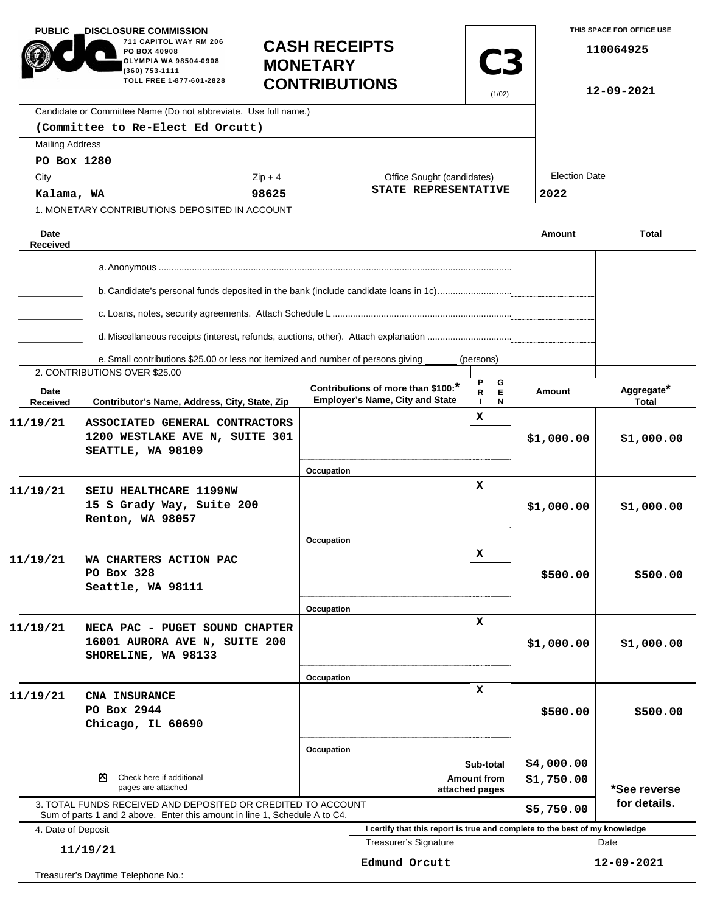PUBLIC DISCLOSURE COMMISSION
711 CAPITOL WAY RM 206
PO BOX 40908
OLYMPIA WA 98504-0908
(360) 753-1111
TOLL FREE 1-877-601-2828

# CASH RECEIPTS MONETARY CONTRIBUTIONS

**C3** (1/02)

THIS SPACE FOR OFFICE USE

110064925

12-09-2021

Candidate or Committee Name (Do not abbreviate. Use full name.)

**(Committee to Re-Elect Ed Orcutt)**

Mailing Address

**PO Box 1280**

| City | Zip + 4 | Office Sought (candidates) | Election Date |
|---|---|---|---|
| Kalama, WA | 98625 | STATE REPRESENTATIVE | 2022 |

1. MONETARY CONTRIBUTIONS DEPOSITED IN ACCOUNT

| Date Received | | Amount | Total |
|---|---|---|---|
| | a. Anonymous | | |
| | b. Candidate's personal funds deposited in the bank (include candidate loans in 1c) | | |
| | c. Loans, notes, security agreements. Attach Schedule L | | |
| | d. Miscellaneous receipts (interest, refunds, auctions, other). Attach explanation | | |
| | e. Small contributions $25.00 or less not itemized and number of persons giving ______ (persons) | | |

2. CONTRIBUTIONS OVER $25.00

| Date Received | Contributor's Name, Address, City, State, Zip | Contributions of more than $100:* Employer's Name, City and State / Occupation | PRI | GEN | Amount | Aggregate* Total |
|---|---|---|---|---|---|---|
| 11/19/21 | ASSOCIATED GENERAL CONTRACTORS 1200 WESTLAKE AVE N, SUITE 301 SEATTLE, WA 98109 | Occupation | X | | $1,000.00 | $1,000.00 |
| 11/19/21 | SEIU HEALTHCARE 1199NW 15 S Grady Way, Suite 200 Renton, WA 98057 | Occupation | X | | $1,000.00 | $1,000.00 |
| 11/19/21 | WA CHARTERS ACTION PAC PO Box 328 Seattle, WA 98111 | Occupation | X | | $500.00 | $500.00 |
| 11/19/21 | NECA PAC - PUGET SOUND CHAPTER 16001 AURORA AVE N, SUITE 200 SHORELINE, WA 98133 | Occupation | X | | $1,000.00 | $1,000.00 |
| 11/19/21 | CNA INSURANCE PO Box 2944 Chicago, IL 60690 | Occupation | X | | $500.00 | $500.00 |

☒ Check here if additional pages are attached

| | Amount |
|---|---|
| Sub-total | $4,000.00 |
| Amount from attached pages | $1,750.00 |

*See reverse for details.

3. TOTAL FUNDS RECEIVED AND DEPOSITED OR CREDITED TO ACCOUNT
Sum of parts 1 and 2 above. Enter this amount in line 1, Schedule A to C4. **$5,750.00**

4. Date of Deposit

**11/19/21**

Treasurer's Daytime Telephone No.:

I certify that this report is true and complete to the best of my knowledge

| Treasurer's Signature | Date |
|---|---|
| Edmund Orcutt | 12-09-2021 |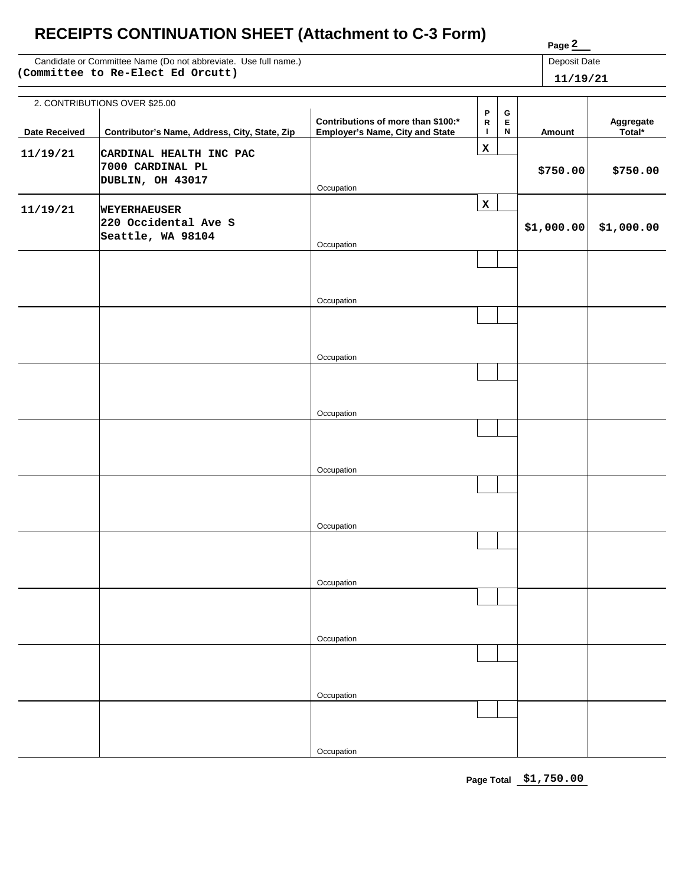# RECEIPTS CONTINUATION SHEET (Attachment to C-3 Form)

Page 2

Candidate or Committee Name (Do not abbreviate. Use full name.)
**(Committee to Re-Elect Ed Orcutt)**

Deposit Date
**11/19/21**

2. CONTRIBUTIONS OVER $25.00

| Date Received | Contributor's Name, Address, City, State, Zip | Contributions of more than $100:* Employer's Name, City and State | PRI | GEN | Amount | Aggregate Total* |
|---|---|---|---|---|---|---|
| 11/19/21 | CARDINAL HEALTH INC PAC<br>7000 CARDINAL PL<br>DUBLIN, OH 43017 | Occupation | X | | $750.00 | $750.00 |
| 11/19/21 | WEYERHAEUSER<br>220 Occidental Ave S<br>Seattle, WA 98104 | Occupation | X | | $1,000.00 | $1,000.00 |
| | | Occupation | | | | |
| | | Occupation | | | | |
| | | Occupation | | | | |
| | | Occupation | | | | |
| | | Occupation | | | | |
| | | Occupation | | | | |
| | | Occupation | | | | |
| | | Occupation | | | | |
| | | Occupation | | | | |

Page Total **$1,750.00**